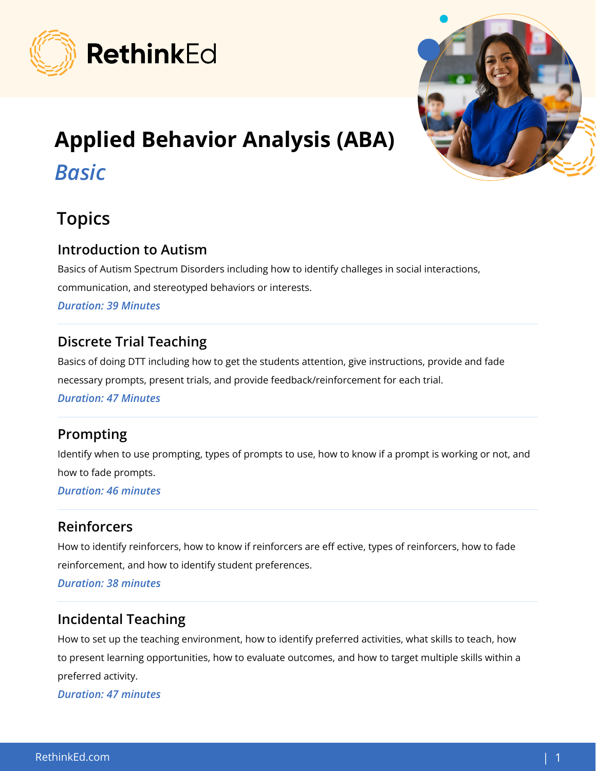RethinkEd

# Applied Behavior Analysis (ABA)

## *Basic*

## Topics

### Introduction to Autism

Basics of Autism Spectrum Disorders including how to identify challeges in social interactions, communication, and stereotyped behaviors or interests.

***Duration: 39 Minutes***

---

### Discrete Trial Teaching

Basics of doing DTT including how to get the students attention, give instructions, provide and fade necessary prompts, present trials, and provide feedback/reinforcement for each trial.

***Duration: 47 Minutes***

---

### Prompting

Identify when to use prompting, types of prompts to use, how to know if a prompt is working or not, and how to fade prompts.

***Duration: 46 minutes***

---

### Reinforcers

How to identify reinforcers, how to know if reinforcers are eff ective, types of reinforcers, how to fade reinforcement, and how to identify student preferences.

***Duration: 38 minutes***

---

### Incidental Teaching

How to set up the teaching environment, how to identify preferred activities, what skills to teach, how to present learning opportunities, how to evaluate outcomes, and how to target multiple skills within a preferred activity.

***Duration: 47 minutes***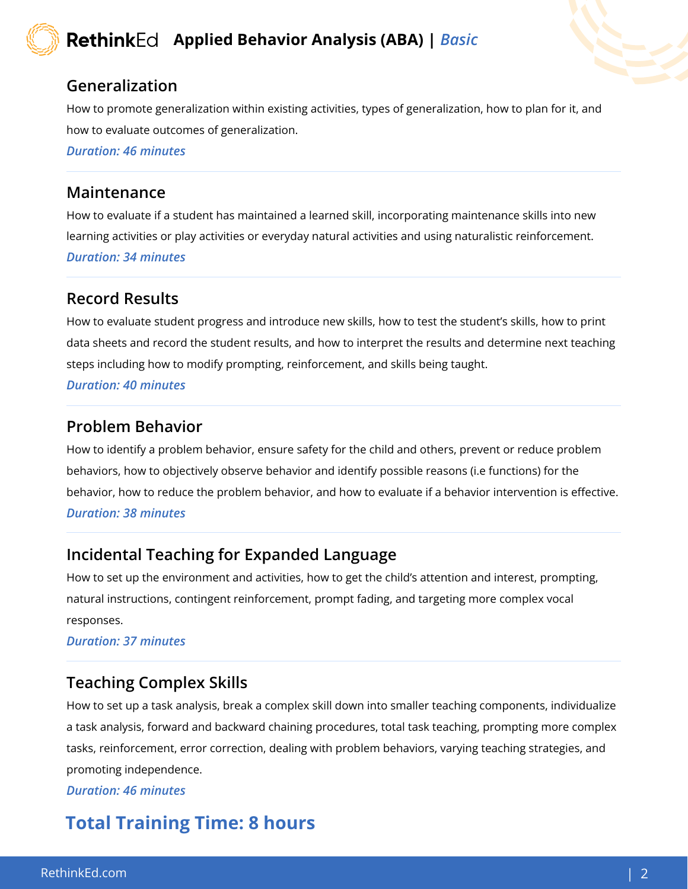## Generalization

How to promote generalization within existing activities, types of generalization, how to plan for it, and how to evaluate outcomes of generalization.

***Duration: 46 minutes***

## Maintenance

How to evaluate if a student has maintained a learned skill, incorporating maintenance skills into new learning activities or play activities or everyday natural activities and using naturalistic reinforcement.

***Duration: 34 minutes***

## Record Results

How to evaluate student progress and introduce new skills, how to test the student's skills, how to print data sheets and record the student results, and how to interpret the results and determine next teaching steps including how to modify prompting, reinforcement, and skills being taught.

***Duration: 40 minutes***

## Problem Behavior

How to identify a problem behavior, ensure safety for the child and others, prevent or reduce problem behaviors, how to objectively observe behavior and identify possible reasons (i.e functions) for the behavior, how to reduce the problem behavior, and how to evaluate if a behavior intervention is effective.

***Duration: 38 minutes***

## Incidental Teaching for Expanded Language

How to set up the environment and activities, how to get the child's attention and interest, prompting, natural instructions, contingent reinforcement, prompt fading, and targeting more complex vocal responses.

***Duration: 37 minutes***

## Teaching Complex Skills

How to set up a task analysis, break a complex skill down into smaller teaching components, individualize a task analysis, forward and backward chaining procedures, total task teaching, prompting more complex tasks, reinforcement, error correction, dealing with problem behaviors, varying teaching strategies, and promoting independence.

***Duration: 46 minutes***

# Total Training Time: 8 hours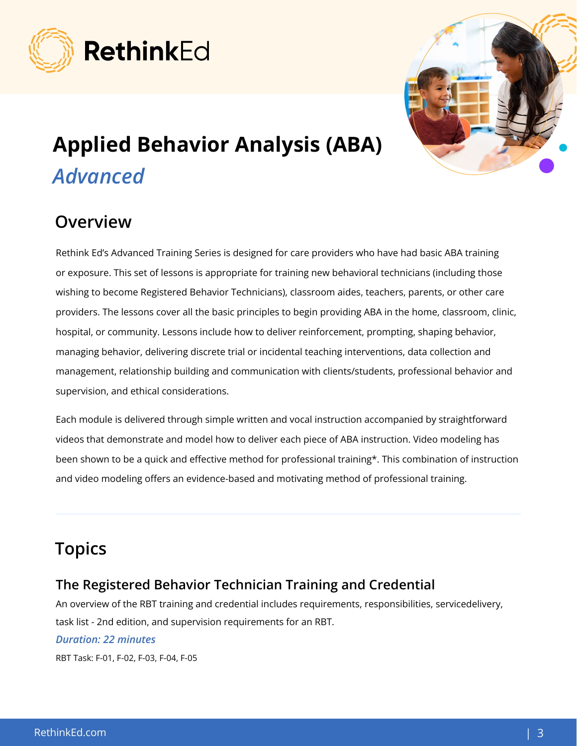# Applied Behavior Analysis (ABA)

## *Advanced*

## Overview

Rethink Ed's Advanced Training Series is designed for care providers who have had basic ABA training or exposure. This set of lessons is appropriate for training new behavioral technicians (including those wishing to become Registered Behavior Technicians), classroom aides, teachers, parents, or other care providers. The lessons cover all the basic principles to begin providing ABA in the home, classroom, clinic, hospital, or community. Lessons include how to deliver reinforcement, prompting, shaping behavior, managing behavior, delivering discrete trial or incidental teaching interventions, data collection and management, relationship building and communication with clients/students, professional behavior and supervision, and ethical considerations.

Each module is delivered through simple written and vocal instruction accompanied by straightforward videos that demonstrate and model how to deliver each piece of ABA instruction. Video modeling has been shown to be a quick and effective method for professional training*. This combination of instruction and video modeling offers an evidence-based and motivating method of professional training.

---

## Topics

### The Registered Behavior Technician Training and Credential

An overview of the RBT training and credential includes requirements, responsibilities, servicedelivery, task list - 2nd edition, and supervision requirements for an RBT.

***Duration: 22 minutes***

RBT Task: F-01, F-02, F-03, F-04, F-05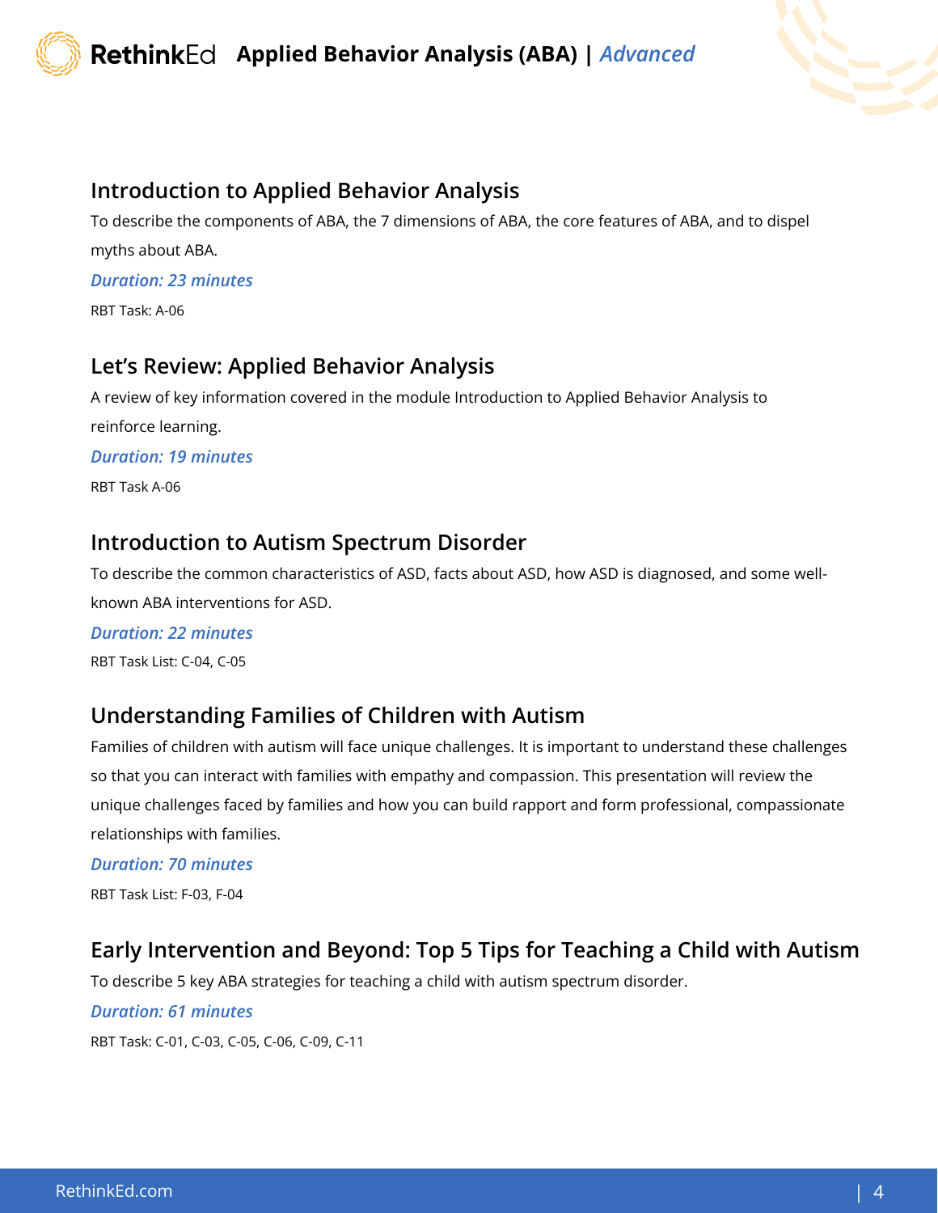## Introduction to Applied Behavior Analysis

To describe the components of ABA, the 7 dimensions of ABA, the core features of ABA, and to dispel myths about ABA.

***Duration: 23 minutes***

RBT Task: A-06

## Let's Review: Applied Behavior Analysis

A review of key information covered in the module Introduction to Applied Behavior Analysis to reinforce learning.

***Duration: 19 minutes***

RBT Task A-06

## Introduction to Autism Spectrum Disorder

To describe the common characteristics of ASD, facts about ASD, how ASD is diagnosed, and some well-known ABA interventions for ASD.

***Duration: 22 minutes***

RBT Task List: C-04, C-05

## Understanding Families of Children with Autism

Families of children with autism will face unique challenges. It is important to understand these challenges so that you can interact with families with empathy and compassion. This presentation will review the unique challenges faced by families and how you can build rapport and form professional, compassionate relationships with families.

***Duration: 70 minutes***

RBT Task List: F-03, F-04

## Early Intervention and Beyond: Top 5 Tips for Teaching a Child with Autism

To describe 5 key ABA strategies for teaching a child with autism spectrum disorder.

***Duration: 61 minutes***

RBT Task: C-01, C-03, C-05, C-06, C-09, C-11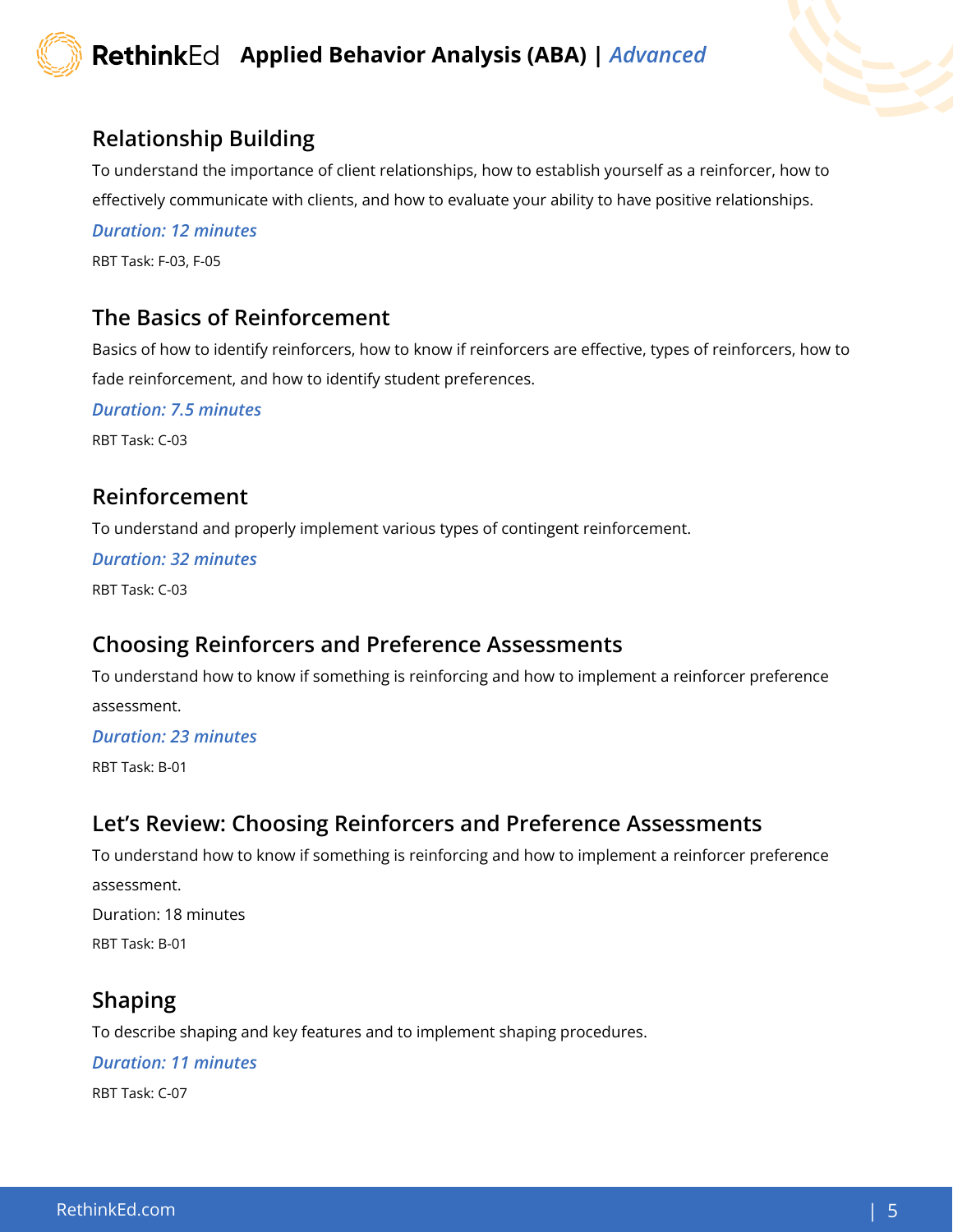## Relationship Building

To understand the importance of client relationships, how to establish yourself as a reinforcer, how to effectively communicate with clients, and how to evaluate your ability to have positive relationships.

***Duration: 12 minutes***

RBT Task: F-03, F-05

## The Basics of Reinforcement

Basics of how to identify reinforcers, how to know if reinforcers are effective, types of reinforcers, how to fade reinforcement, and how to identify student preferences.

***Duration: 7.5 minutes***

RBT Task: C-03

## Reinforcement

To understand and properly implement various types of contingent reinforcement.

***Duration: 32 minutes***

RBT Task: C-03

## Choosing Reinforcers and Preference Assessments

To understand how to know if something is reinforcing and how to implement a reinforcer preference assessment.

***Duration: 23 minutes***

RBT Task: B-01

## Let's Review: Choosing Reinforcers and Preference Assessments

To understand how to know if something is reinforcing and how to implement a reinforcer preference assessment.

Duration: 18 minutes

RBT Task: B-01

## Shaping

To describe shaping and key features and to implement shaping procedures.

***Duration: 11 minutes***

RBT Task: C-07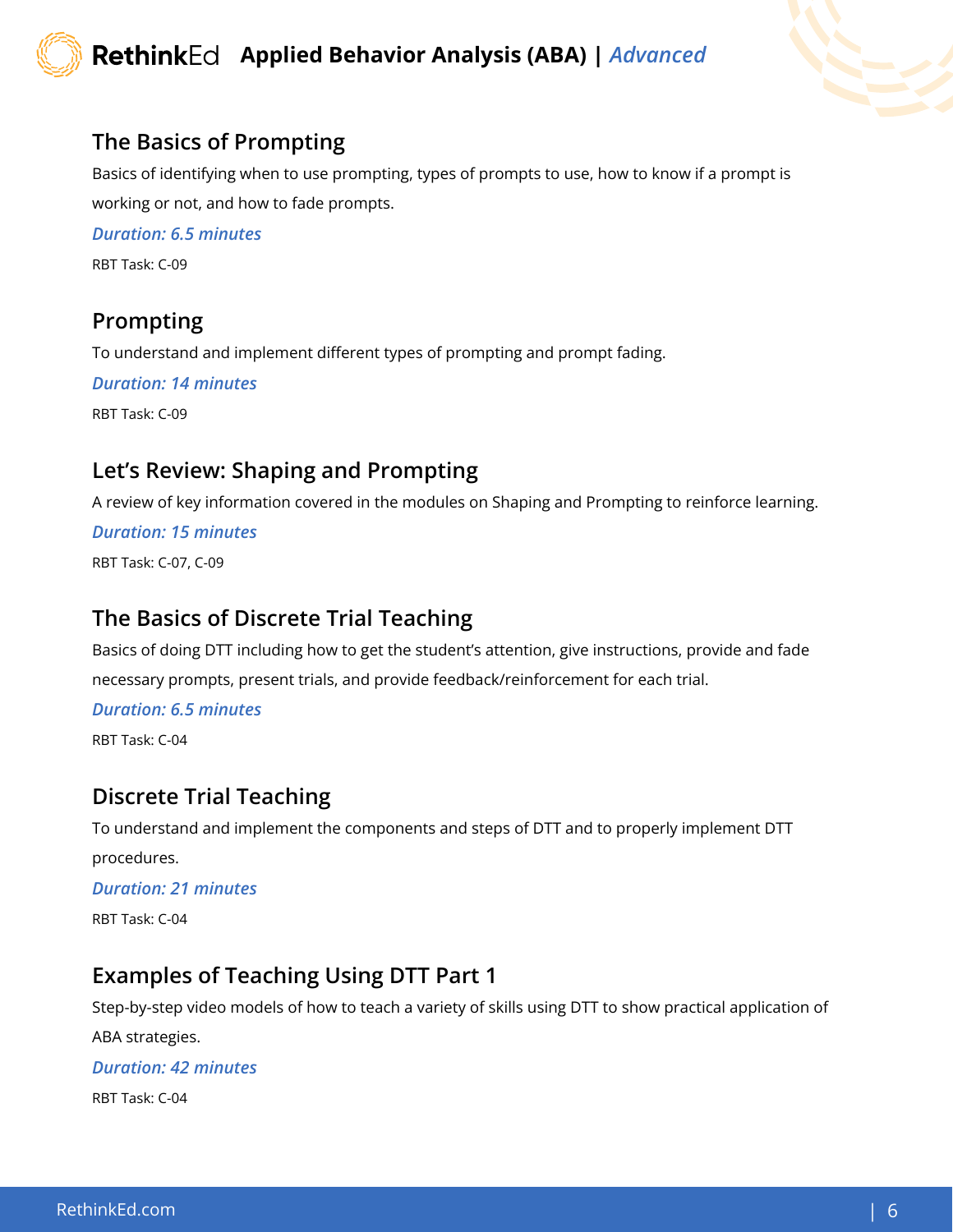## The Basics of Prompting

Basics of identifying when to use prompting, types of prompts to use, how to know if a prompt is working or not, and how to fade prompts.

***Duration: 6.5 minutes***

RBT Task: C-09

## Prompting

To understand and implement different types of prompting and prompt fading.

***Duration: 14 minutes***

RBT Task: C-09

## Let's Review: Shaping and Prompting

A review of key information covered in the modules on Shaping and Prompting to reinforce learning.

***Duration: 15 minutes***

RBT Task: C-07, C-09

## The Basics of Discrete Trial Teaching

Basics of doing DTT including how to get the student's attention, give instructions, provide and fade necessary prompts, present trials, and provide feedback/reinforcement for each trial.

***Duration: 6.5 minutes***

RBT Task: C-04

## Discrete Trial Teaching

To understand and implement the components and steps of DTT and to properly implement DTT procedures.

***Duration: 21 minutes***

RBT Task: C-04

## Examples of Teaching Using DTT Part 1

Step-by-step video models of how to teach a variety of skills using DTT to show practical application of ABA strategies.

***Duration: 42 minutes***

RBT Task: C-04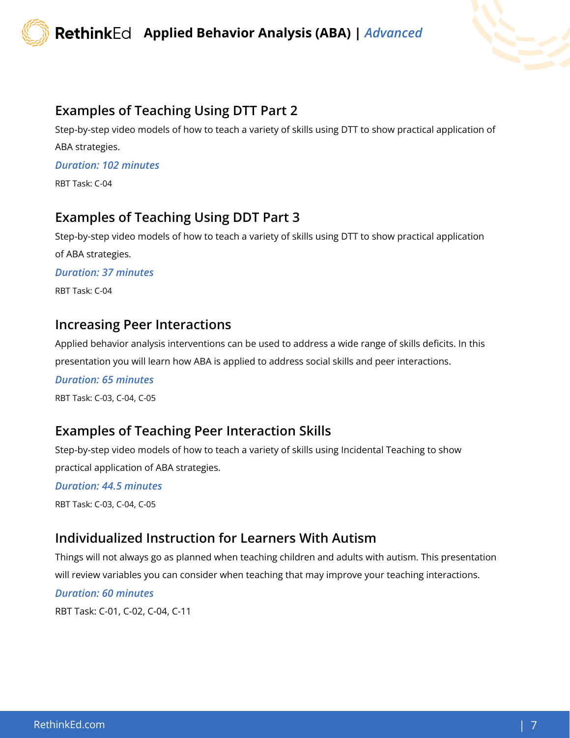## Examples of Teaching Using DTT Part 2

Step-by-step video models of how to teach a variety of skills using DTT to show practical application of ABA strategies.

***Duration: 102 minutes***

RBT Task: C-04

## Examples of Teaching Using DDT Part 3

Step-by-step video models of how to teach a variety of skills using DTT to show practical application of ABA strategies.

***Duration: 37 minutes***

RBT Task: C-04

## Increasing Peer Interactions

Applied behavior analysis interventions can be used to address a wide range of skills deficits. In this presentation you will learn how ABA is applied to address social skills and peer interactions.

***Duration: 65 minutes***

RBT Task: C-03, C-04, C-05

## Examples of Teaching Peer Interaction Skills

Step-by-step video models of how to teach a variety of skills using Incidental Teaching to show practical application of ABA strategies.

***Duration: 44.5 minutes***

RBT Task: C-03, C-04, C-05

## Individualized Instruction for Learners With Autism

Things will not always go as planned when teaching children and adults with autism. This presentation will review variables you can consider when teaching that may improve your teaching interactions.

***Duration: 60 minutes***

RBT Task: C-01, C-02, C-04, C-11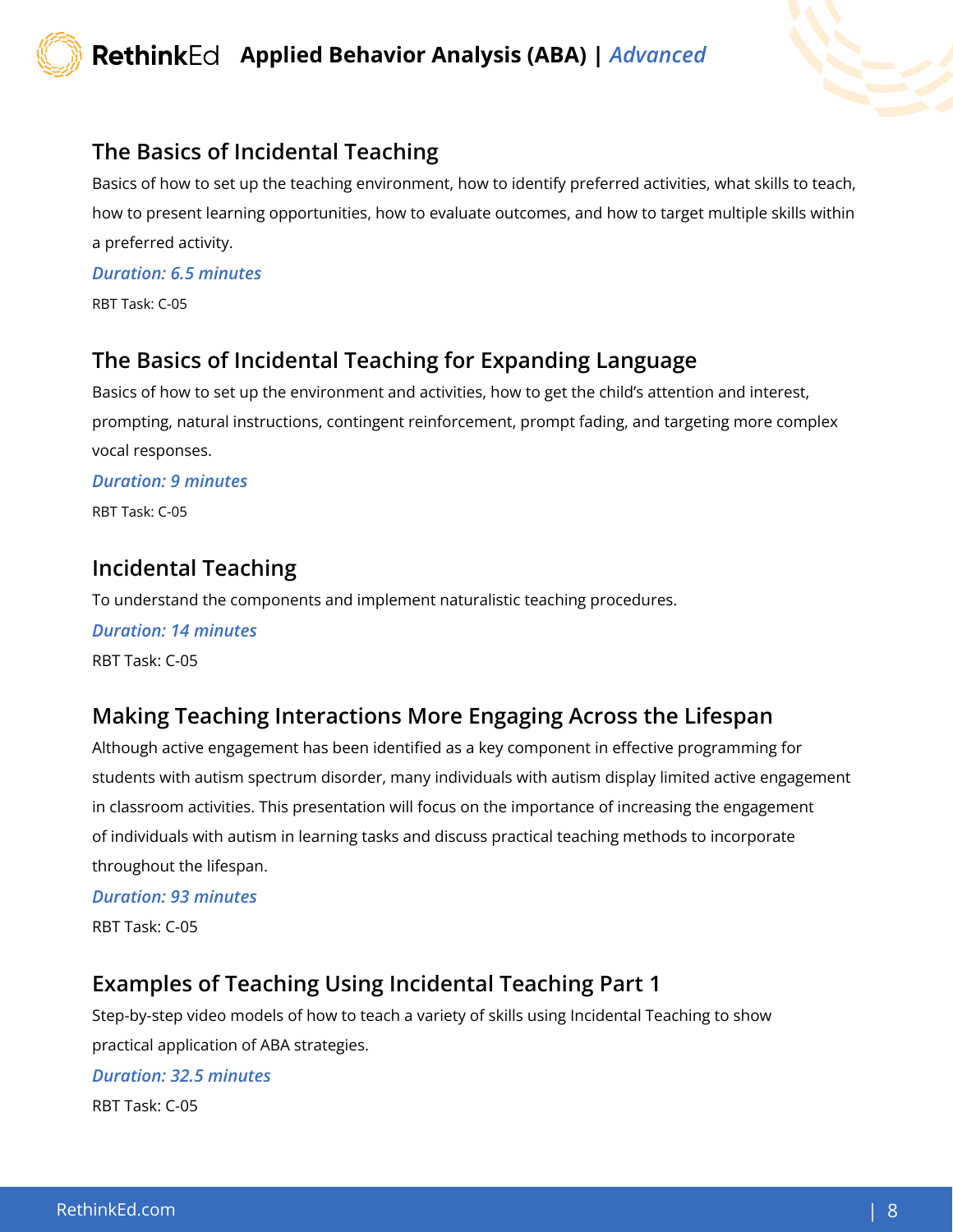## The Basics of Incidental Teaching

Basics of how to set up the teaching environment, how to identify preferred activities, what skills to teach, how to present learning opportunities, how to evaluate outcomes, and how to target multiple skills within a preferred activity.

***Duration: 6.5 minutes***

RBT Task: C-05

## The Basics of Incidental Teaching for Expanding Language

Basics of how to set up the environment and activities, how to get the child's attention and interest, prompting, natural instructions, contingent reinforcement, prompt fading, and targeting more complex vocal responses.

***Duration: 9 minutes***

RBT Task: C-05

## Incidental Teaching

To understand the components and implement naturalistic teaching procedures.

***Duration: 14 minutes***

RBT Task: C-05

## Making Teaching Interactions More Engaging Across the Lifespan

Although active engagement has been identified as a key component in effective programming for students with autism spectrum disorder, many individuals with autism display limited active engagement in classroom activities. This presentation will focus on the importance of increasing the engagement of individuals with autism in learning tasks and discuss practical teaching methods to incorporate throughout the lifespan.

***Duration: 93 minutes***

RBT Task: C-05

## Examples of Teaching Using Incidental Teaching Part 1

Step-by-step video models of how to teach a variety of skills using Incidental Teaching to show practical application of ABA strategies.

***Duration: 32.5 minutes***

RBT Task: C-05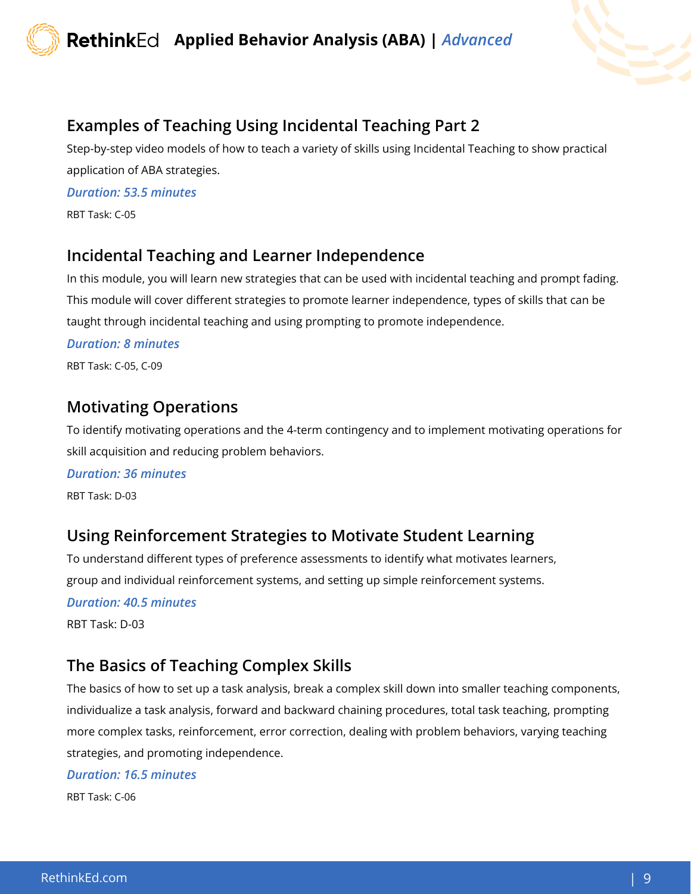## Examples of Teaching Using Incidental Teaching Part 2

Step-by-step video models of how to teach a variety of skills using Incidental Teaching to show practical application of ABA strategies.

***Duration: 53.5 minutes***

RBT Task: C-05

## Incidental Teaching and Learner Independence

In this module, you will learn new strategies that can be used with incidental teaching and prompt fading. This module will cover different strategies to promote learner independence, types of skills that can be taught through incidental teaching and using prompting to promote independence.

***Duration: 8 minutes***

RBT Task: C-05, C-09

## Motivating Operations

To identify motivating operations and the 4-term contingency and to implement motivating operations for skill acquisition and reducing problem behaviors.

***Duration: 36 minutes***

RBT Task: D-03

## Using Reinforcement Strategies to Motivate Student Learning

To understand different types of preference assessments to identify what motivates learners, group and individual reinforcement systems, and setting up simple reinforcement systems.

***Duration: 40.5 minutes***

RBT Task: D-03

## The Basics of Teaching Complex Skills

The basics of how to set up a task analysis, break a complex skill down into smaller teaching components, individualize a task analysis, forward and backward chaining procedures, total task teaching, prompting more complex tasks, reinforcement, error correction, dealing with problem behaviors, varying teaching strategies, and promoting independence.

***Duration: 16.5 minutes***

RBT Task: C-06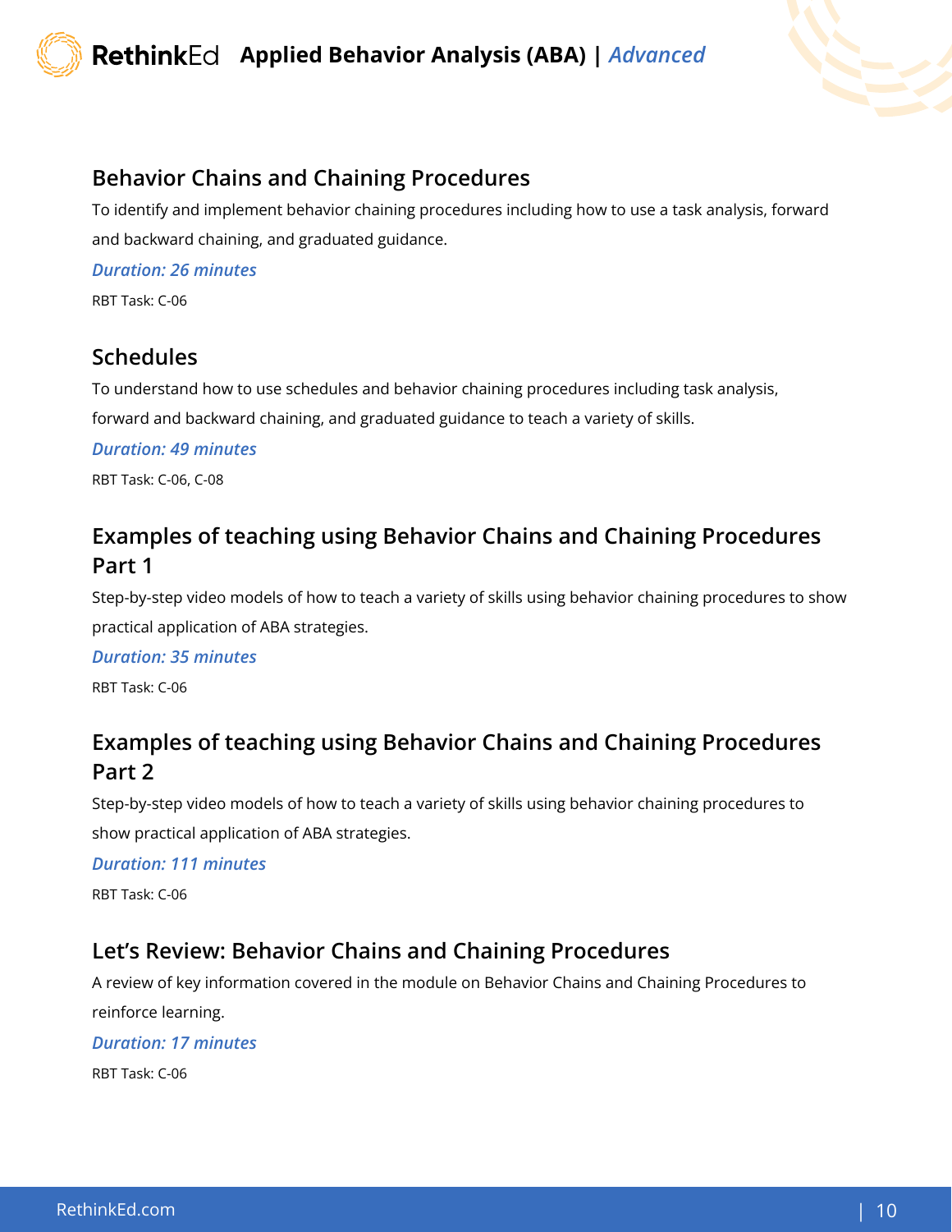## Behavior Chains and Chaining Procedures

To identify and implement behavior chaining procedures including how to use a task analysis, forward and backward chaining, and graduated guidance.

***Duration: 26 minutes***

RBT Task: C-06

## Schedules

To understand how to use schedules and behavior chaining procedures including task analysis, forward and backward chaining, and graduated guidance to teach a variety of skills.

***Duration: 49 minutes***

RBT Task: C-06, C-08

## Examples of teaching using Behavior Chains and Chaining Procedures Part 1

Step-by-step video models of how to teach a variety of skills using behavior chaining procedures to show practical application of ABA strategies.

***Duration: 35 minutes***

RBT Task: C-06

## Examples of teaching using Behavior Chains and Chaining Procedures Part 2

Step-by-step video models of how to teach a variety of skills using behavior chaining procedures to show practical application of ABA strategies.

***Duration: 111 minutes***

RBT Task: C-06

## Let's Review: Behavior Chains and Chaining Procedures

A review of key information covered in the module on Behavior Chains and Chaining Procedures to reinforce learning.

***Duration: 17 minutes***

RBT Task: C-06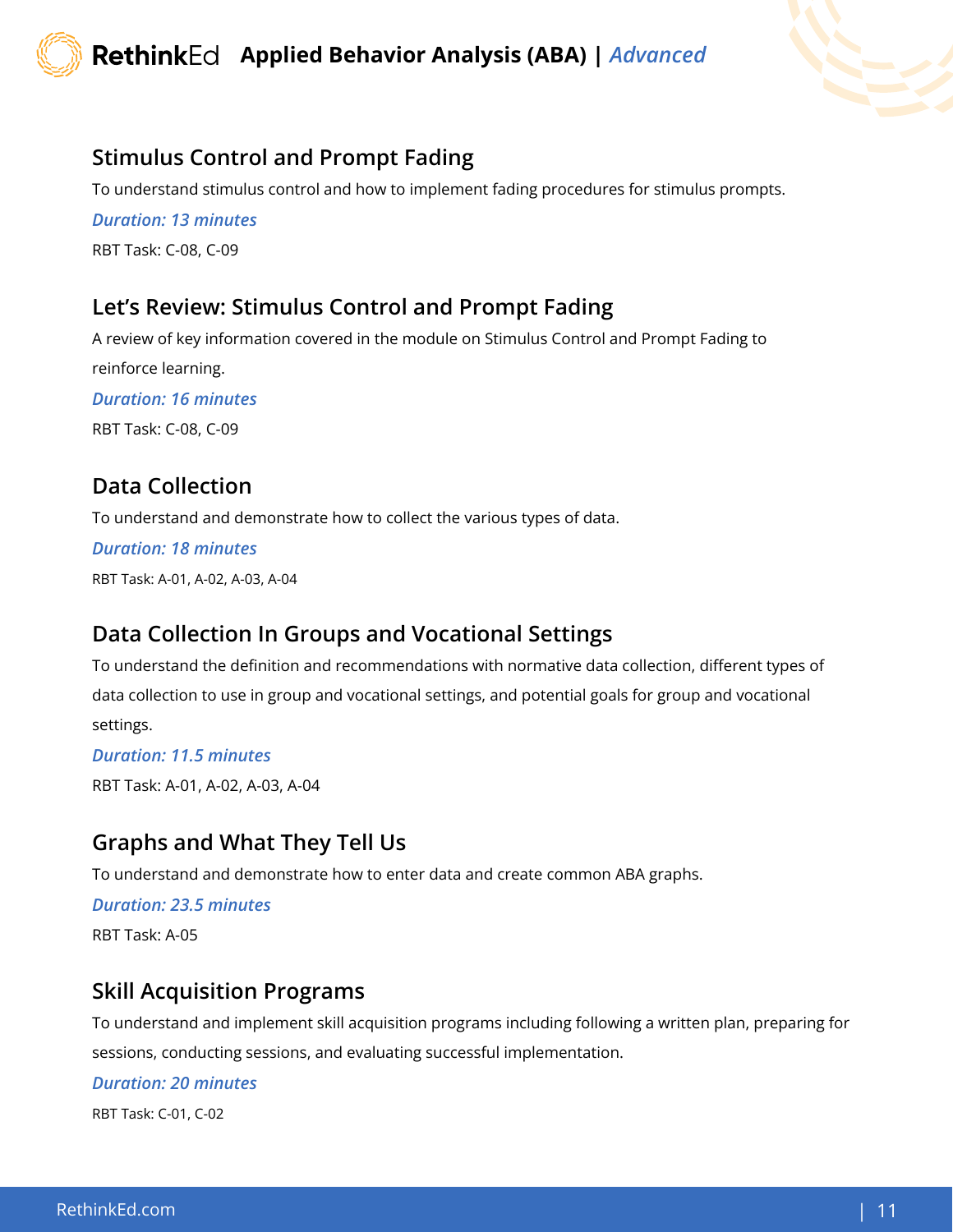## Stimulus Control and Prompt Fading

To understand stimulus control and how to implement fading procedures for stimulus prompts.

***Duration: 13 minutes***

RBT Task: C-08, C-09

## Let's Review: Stimulus Control and Prompt Fading

A review of key information covered in the module on Stimulus Control and Prompt Fading to reinforce learning.

***Duration: 16 minutes***

RBT Task: C-08, C-09

## Data Collection

To understand and demonstrate how to collect the various types of data.

***Duration: 18 minutes***

RBT Task: A-01, A-02, A-03, A-04

## Data Collection In Groups and Vocational Settings

To understand the definition and recommendations with normative data collection, different types of data collection to use in group and vocational settings, and potential goals for group and vocational settings.

***Duration: 11.5 minutes***

RBT Task: A-01, A-02, A-03, A-04

## Graphs and What They Tell Us

To understand and demonstrate how to enter data and create common ABA graphs.

***Duration: 23.5 minutes***

RBT Task: A-05

## Skill Acquisition Programs

To understand and implement skill acquisition programs including following a written plan, preparing for sessions, conducting sessions, and evaluating successful implementation.

***Duration: 20 minutes***

RBT Task: C-01, C-02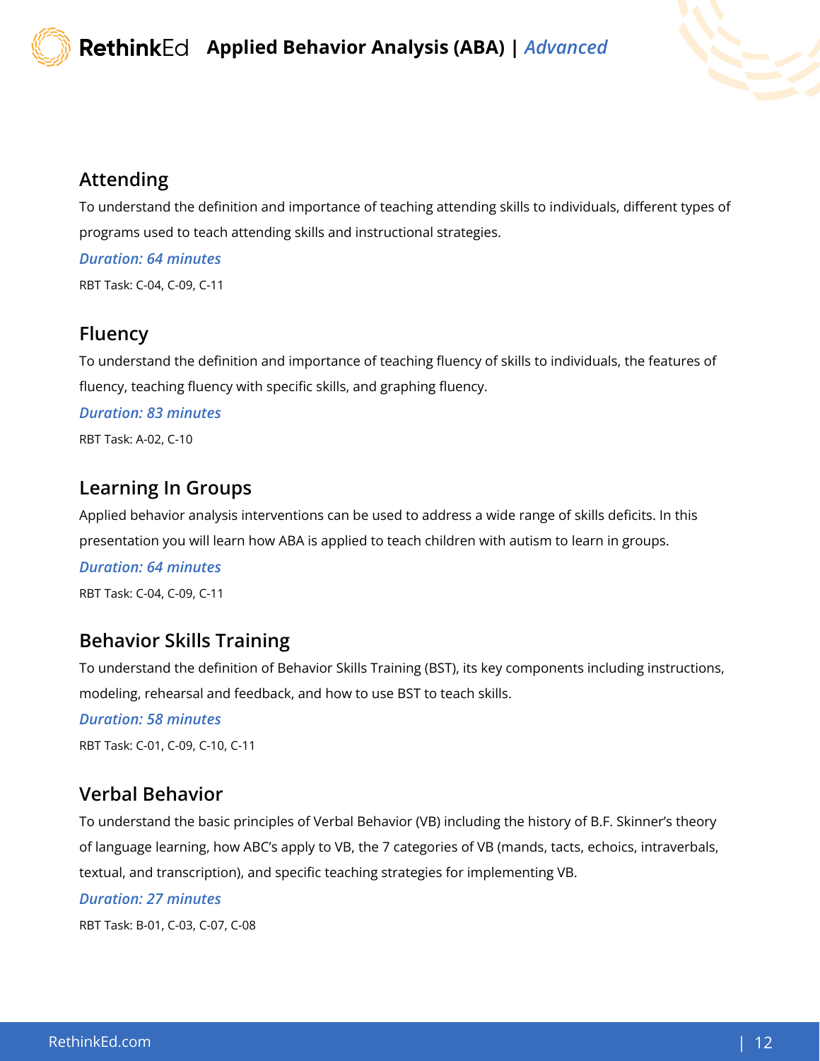## Attending

To understand the definition and importance of teaching attending skills to individuals, different types of programs used to teach attending skills and instructional strategies.

***Duration: 64 minutes***

RBT Task: C-04, C-09, C-11

## Fluency

To understand the definition and importance of teaching fluency of skills to individuals, the features of fluency, teaching fluency with specific skills, and graphing fluency.

***Duration: 83 minutes***

RBT Task: A-02, C-10

## Learning In Groups

Applied behavior analysis interventions can be used to address a wide range of skills deficits. In this presentation you will learn how ABA is applied to teach children with autism to learn in groups.

***Duration: 64 minutes***

RBT Task: C-04, C-09, C-11

## Behavior Skills Training

To understand the definition of Behavior Skills Training (BST), its key components including instructions, modeling, rehearsal and feedback, and how to use BST to teach skills.

***Duration: 58 minutes***

RBT Task: C-01, C-09, C-10, C-11

## Verbal Behavior

To understand the basic principles of Verbal Behavior (VB) including the history of B.F. Skinner's theory of language learning, how ABC's apply to VB, the 7 categories of VB (mands, tacts, echoics, intraverbals, textual, and transcription), and specific teaching strategies for implementing VB.

***Duration: 27 minutes***

RBT Task: B-01, C-03, C-07, C-08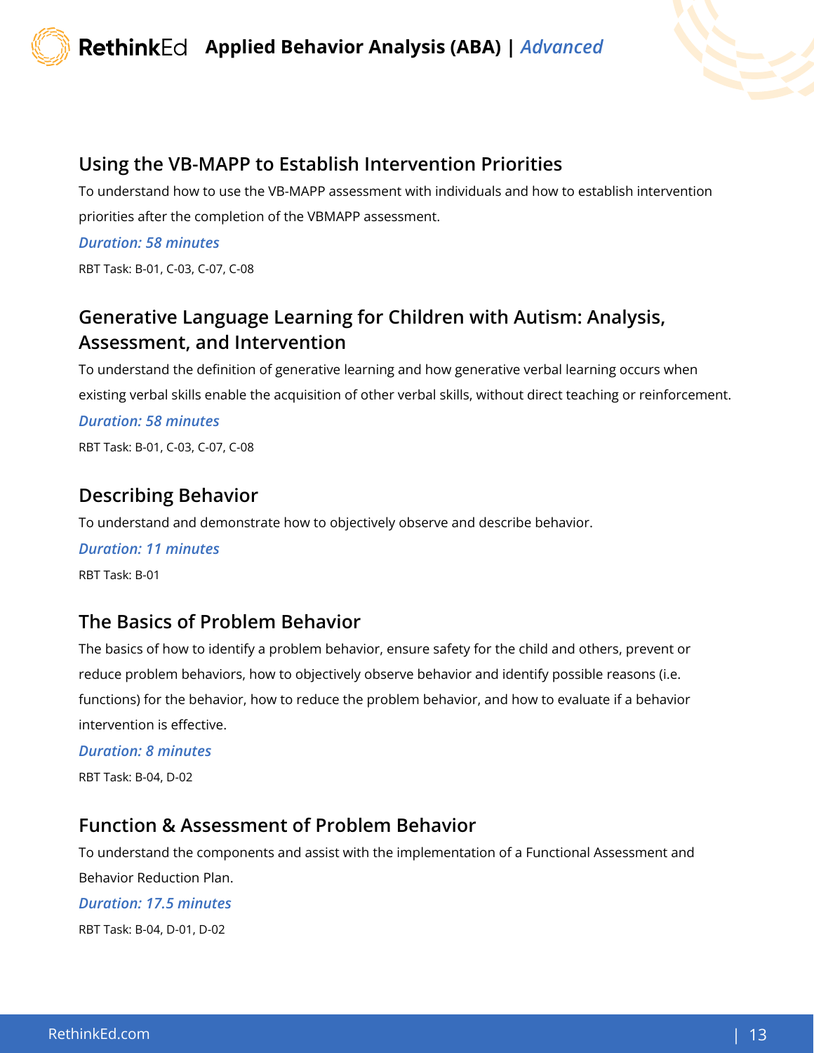## Using the VB-MAPP to Establish Intervention Priorities

To understand how to use the VB-MAPP assessment with individuals and how to establish intervention priorities after the completion of the VBMAPP assessment.

***Duration: 58 minutes***

RBT Task: B-01, C-03, C-07, C-08

## Generative Language Learning for Children with Autism: Analysis, Assessment, and Intervention

To understand the definition of generative learning and how generative verbal learning occurs when existing verbal skills enable the acquisition of other verbal skills, without direct teaching or reinforcement.

***Duration: 58 minutes***

RBT Task: B-01, C-03, C-07, C-08

## Describing Behavior

To understand and demonstrate how to objectively observe and describe behavior.

***Duration: 11 minutes***

RBT Task: B-01

## The Basics of Problem Behavior

The basics of how to identify a problem behavior, ensure safety for the child and others, prevent or reduce problem behaviors, how to objectively observe behavior and identify possible reasons (i.e. functions) for the behavior, how to reduce the problem behavior, and how to evaluate if a behavior intervention is effective.

***Duration: 8 minutes***

RBT Task: B-04, D-02

## Function & Assessment of Problem Behavior

To understand the components and assist with the implementation of a Functional Assessment and Behavior Reduction Plan.

***Duration: 17.5 minutes***

RBT Task: B-04, D-01, D-02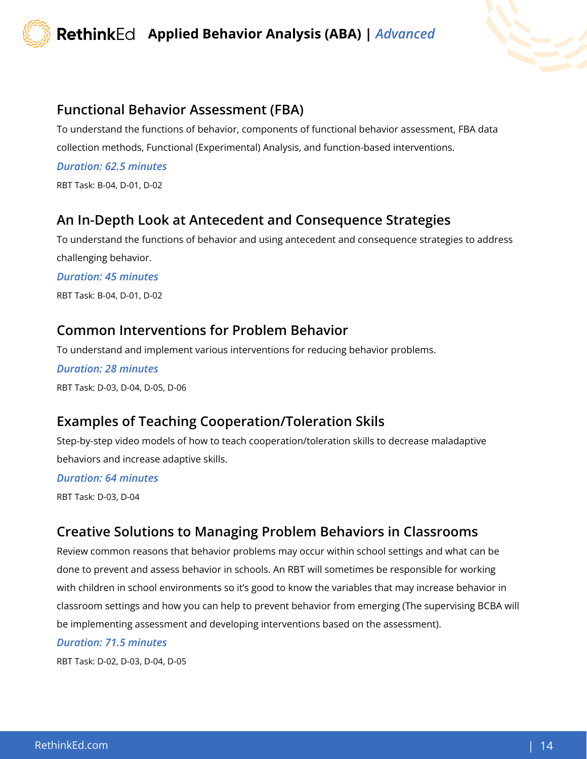## Functional Behavior Assessment (FBA)

To understand the functions of behavior, components of functional behavior assessment, FBA data collection methods, Functional (Experimental) Analysis, and function-based interventions.

***Duration: 62.5 minutes***

RBT Task: B-04, D-01, D-02

## An In-Depth Look at Antecedent and Consequence Strategies

To understand the functions of behavior and using antecedent and consequence strategies to address challenging behavior.

***Duration: 45 minutes***

RBT Task: B-04, D-01, D-02

## Common Interventions for Problem Behavior

To understand and implement various interventions for reducing behavior problems.

***Duration: 28 minutes***

RBT Task: D-03, D-04, D-05, D-06

## Examples of Teaching Cooperation/Toleration Skils

Step-by-step video models of how to teach cooperation/toleration skills to decrease maladaptive behaviors and increase adaptive skills.

***Duration: 64 minutes***

RBT Task: D-03, D-04

## Creative Solutions to Managing Problem Behaviors in Classrooms

Review common reasons that behavior problems may occur within school settings and what can be done to prevent and assess behavior in schools. An RBT will sometimes be responsible for working with children in school environments so it's good to know the variables that may increase behavior in classroom settings and how you can help to prevent behavior from emerging (The supervising BCBA will be implementing assessment and developing interventions based on the assessment).

***Duration: 71.5 minutes***

RBT Task: D-02, D-03, D-04, D-05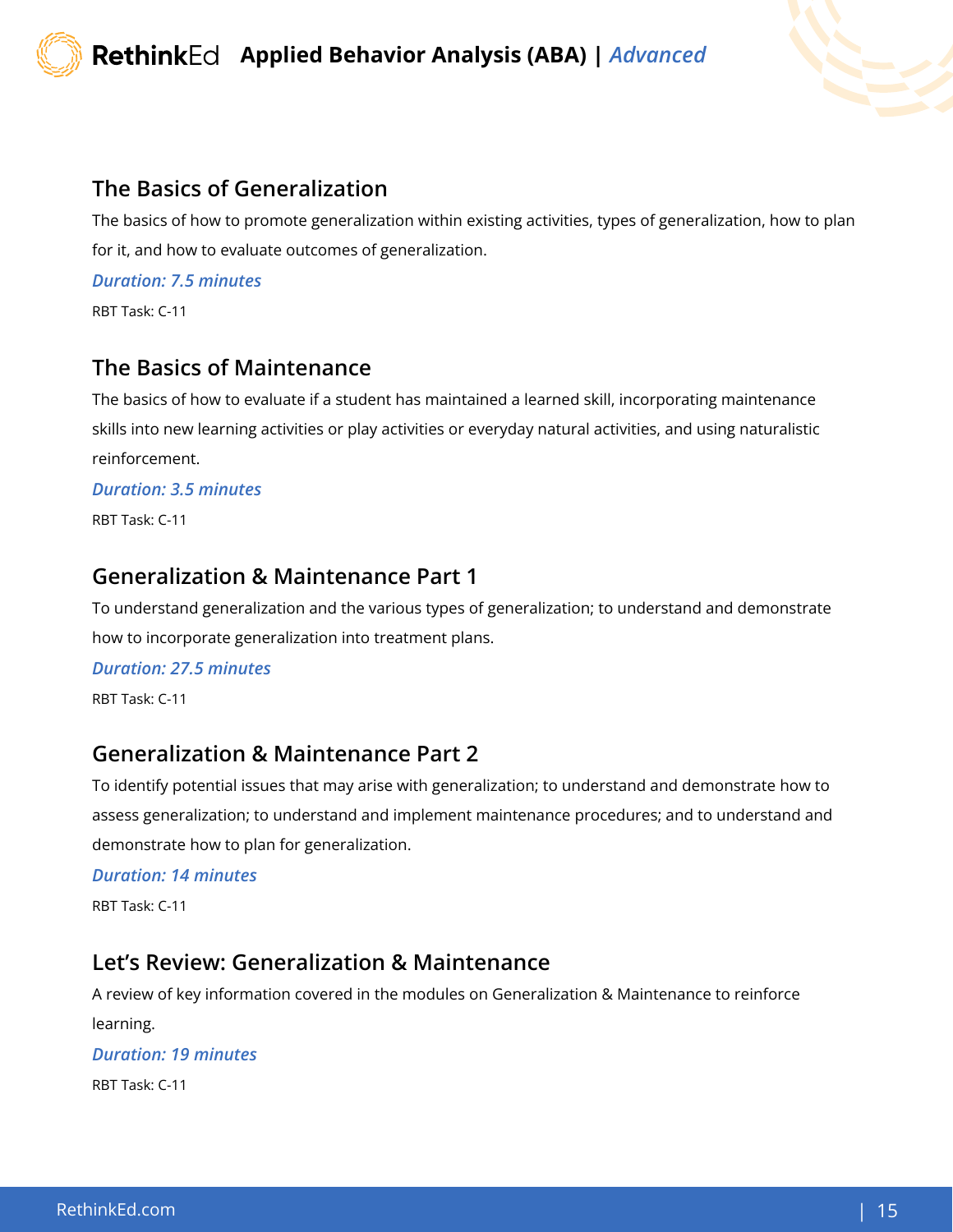## The Basics of Generalization

The basics of how to promote generalization within existing activities, types of generalization, how to plan for it, and how to evaluate outcomes of generalization.

***Duration: 7.5 minutes***

RBT Task: C-11

## The Basics of Maintenance

The basics of how to evaluate if a student has maintained a learned skill, incorporating maintenance skills into new learning activities or play activities or everyday natural activities, and using naturalistic reinforcement.

***Duration: 3.5 minutes***

RBT Task: C-11

## Generalization & Maintenance Part 1

To understand generalization and the various types of generalization; to understand and demonstrate how to incorporate generalization into treatment plans.

***Duration: 27.5 minutes***

RBT Task: C-11

## Generalization & Maintenance Part 2

To identify potential issues that may arise with generalization; to understand and demonstrate how to assess generalization; to understand and implement maintenance procedures; and to understand and demonstrate how to plan for generalization.

***Duration: 14 minutes***

RBT Task: C-11

## Let's Review: Generalization & Maintenance

A review of key information covered in the modules on Generalization & Maintenance to reinforce learning.

***Duration: 19 minutes***

RBT Task: C-11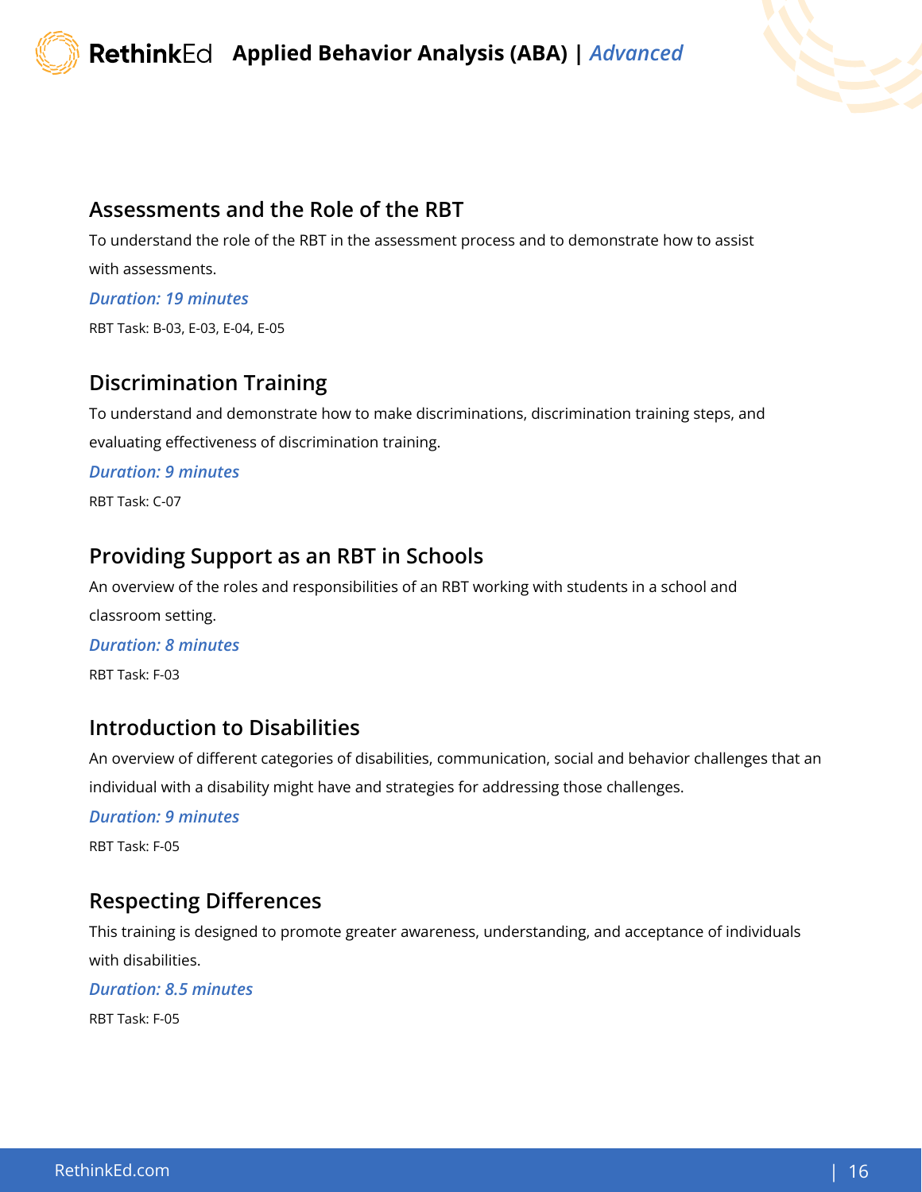### Assessments and the Role of the RBT

To understand the role of the RBT in the assessment process and to demonstrate how to assist with assessments.

***Duration: 19 minutes***

RBT Task: B-03, E-03, E-04, E-05

### Discrimination Training

To understand and demonstrate how to make discriminations, discrimination training steps, and evaluating effectiveness of discrimination training.

***Duration: 9 minutes***

RBT Task: C-07

### Providing Support as an RBT in Schools

An overview of the roles and responsibilities of an RBT working with students in a school and classroom setting.

***Duration: 8 minutes***

RBT Task: F-03

### Introduction to Disabilities

An overview of different categories of disabilities, communication, social and behavior challenges that an individual with a disability might have and strategies for addressing those challenges.

***Duration: 9 minutes***

RBT Task: F-05

### Respecting Differences

This training is designed to promote greater awareness, understanding, and acceptance of individuals with disabilities.

***Duration: 8.5 minutes***

RBT Task: F-05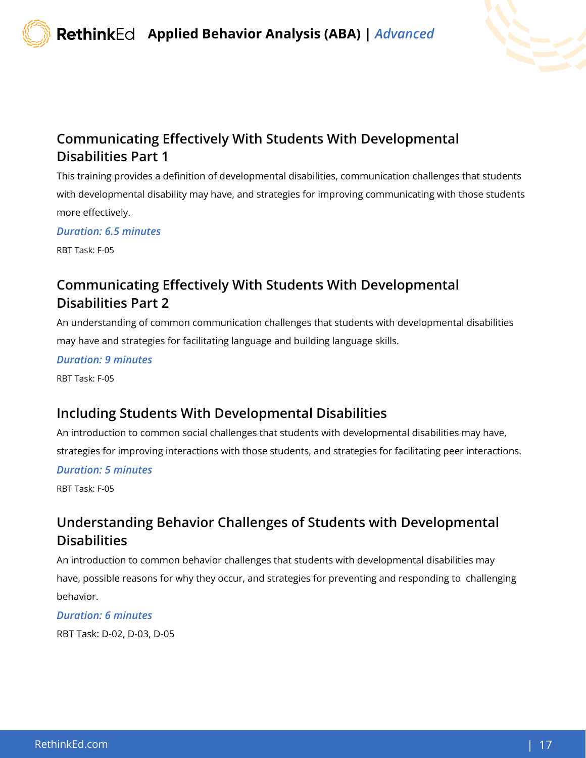## Communicating Effectively With Students With Developmental Disabilities Part 1

This training provides a definition of developmental disabilities, communication challenges that students with developmental disability may have, and strategies for improving communicating with those students more effectively.

***Duration: 6.5 minutes***

RBT Task: F-05

## Communicating Effectively With Students With Developmental Disabilities Part 2

An understanding of common communication challenges that students with developmental disabilities may have and strategies for facilitating language and building language skills.

***Duration: 9 minutes***

RBT Task: F-05

## Including Students With Developmental Disabilities

An introduction to common social challenges that students with developmental disabilities may have, strategies for improving interactions with those students, and strategies for facilitating peer interactions.

***Duration: 5 minutes***

RBT Task: F-05

## Understanding Behavior Challenges of Students with Developmental Disabilities

An introduction to common behavior challenges that students with developmental disabilities may have, possible reasons for why they occur, and strategies for preventing and responding to challenging behavior.

***Duration: 6 minutes***

RBT Task: D-02, D-03, D-05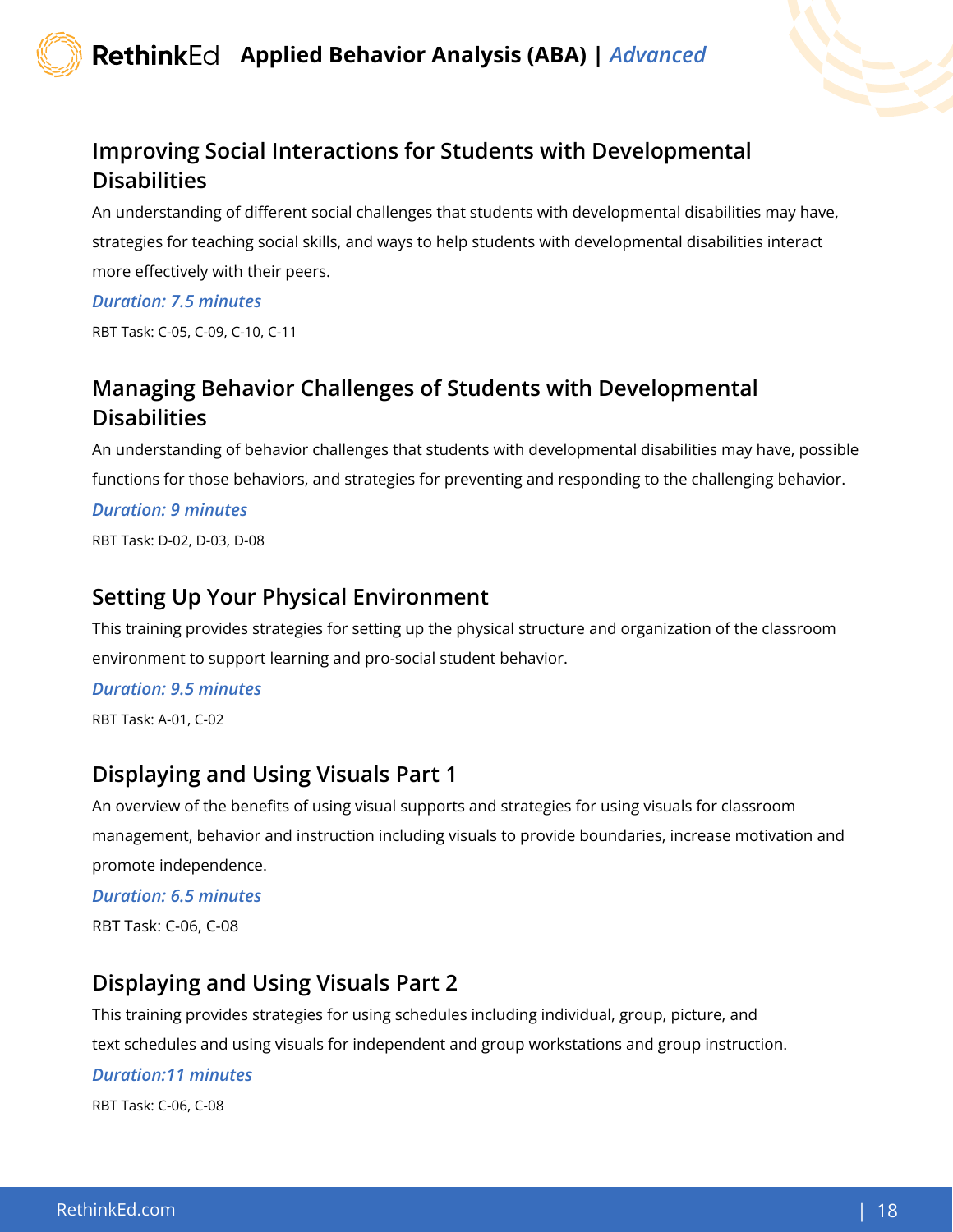## Improving Social Interactions for Students with Developmental Disabilities

An understanding of different social challenges that students with developmental disabilities may have, strategies for teaching social skills, and ways to help students with developmental disabilities interact more effectively with their peers.

***Duration: 7.5 minutes***

RBT Task: C-05, C-09, C-10, C-11

## Managing Behavior Challenges of Students with Developmental Disabilities

An understanding of behavior challenges that students with developmental disabilities may have, possible functions for those behaviors, and strategies for preventing and responding to the challenging behavior.

***Duration: 9 minutes***

RBT Task: D-02, D-03, D-08

## Setting Up Your Physical Environment

This training provides strategies for setting up the physical structure and organization of the classroom environment to support learning and pro-social student behavior.

***Duration: 9.5 minutes***

RBT Task: A-01, C-02

## Displaying and Using Visuals Part 1

An overview of the benefits of using visual supports and strategies for using visuals for classroom management, behavior and instruction including visuals to provide boundaries, increase motivation and promote independence.

***Duration: 6.5 minutes***

RBT Task: C-06, C-08

## Displaying and Using Visuals Part 2

This training provides strategies for using schedules including individual, group, picture, and text schedules and using visuals for independent and group workstations and group instruction.

***Duration:11 minutes***

RBT Task: C-06, C-08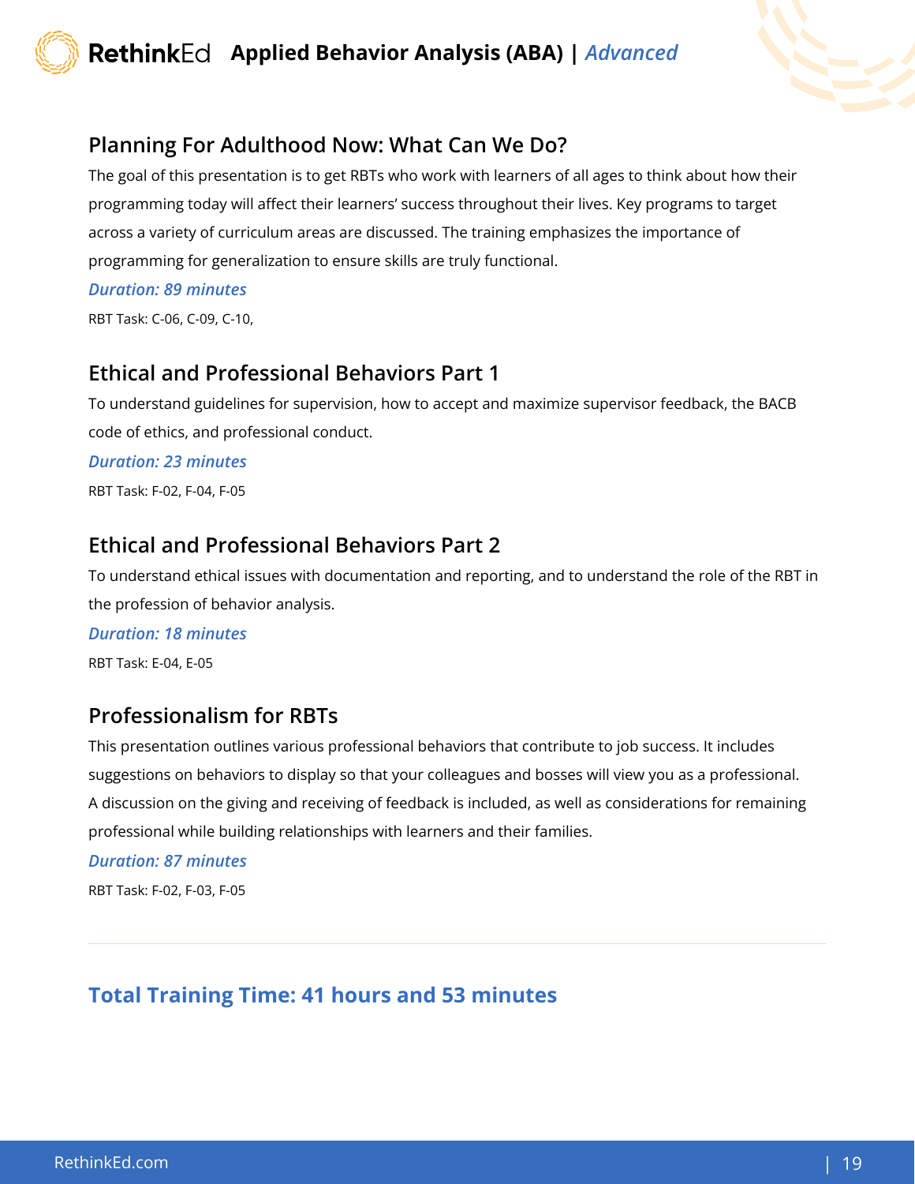### Planning For Adulthood Now: What Can We Do?

The goal of this presentation is to get RBTs who work with learners of all ages to think about how their programming today will affect their learners' success throughout their lives. Key programs to target across a variety of curriculum areas are discussed. The training emphasizes the importance of programming for generalization to ensure skills are truly functional.

***Duration: 89 minutes***

RBT Task: C-06, C-09, C-10,

### Ethical and Professional Behaviors Part 1

To understand guidelines for supervision, how to accept and maximize supervisor feedback, the BACB code of ethics, and professional conduct.

***Duration: 23 minutes***

RBT Task: F-02, F-04, F-05

### Ethical and Professional Behaviors Part 2

To understand ethical issues with documentation and reporting, and to understand the role of the RBT in the profession of behavior analysis.

***Duration: 18 minutes***

RBT Task: E-04, E-05

### Professionalism for RBTs

This presentation outlines various professional behaviors that contribute to job success. It includes suggestions on behaviors to display so that your colleagues and bosses will view you as a professional. A discussion on the giving and receiving of feedback is included, as well as considerations for remaining professional while building relationships with learners and their families.

***Duration: 87 minutes***

RBT Task: F-02, F-03, F-05

---

## Total Training Time: 41 hours and 53 minutes